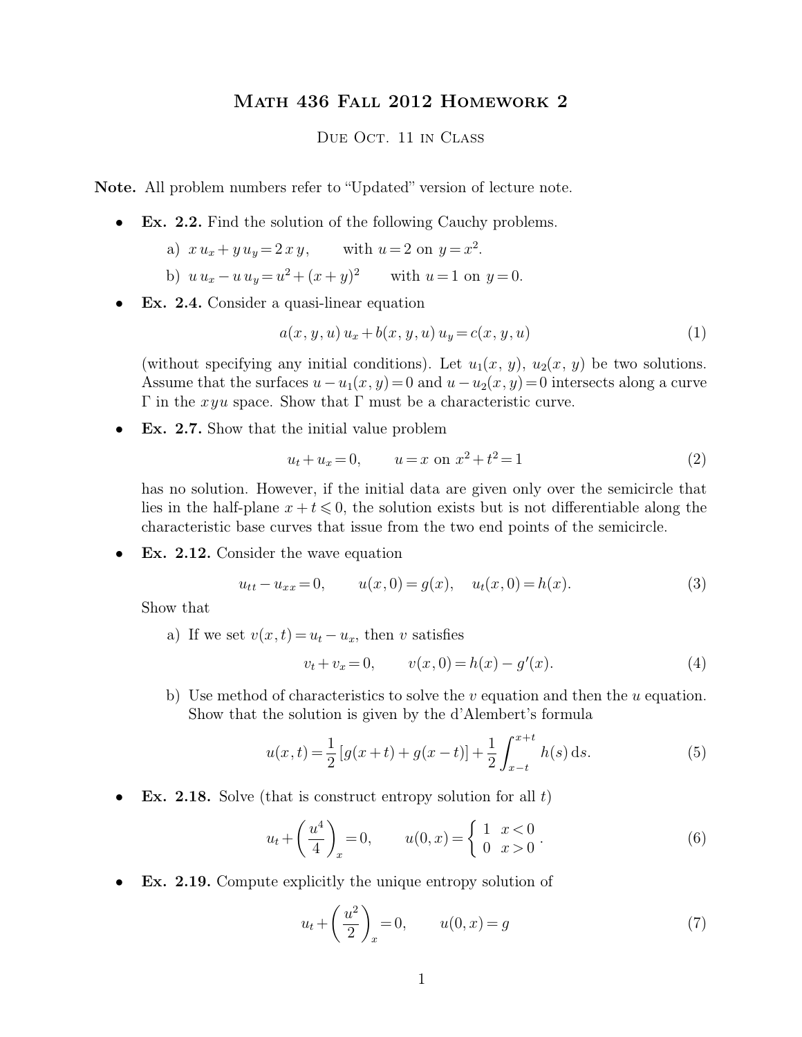# Math 436 Fall 2012 Homework 2

Due Oct. 11 in Class

**Note.** All problem numbers refer to "Updated" version of lecture note.

- **Ex. 2.2.** Find the solution of the following Cauchy problems.

  a) $x\,u_x + y\,u_y = 2\,x\,y$, with $u = 2$ on $y = x^2$.

  b) $u\,u_x - u\,u_y = u^2 + (x+y)^2$ with $u = 1$ on $y = 0$.

- **Ex. 2.4.** Consider a quasi-linear equation

$$a(x, y, u)\,u_x + b(x, y, u)\,u_y = c(x, y, u) \tag{1}$$

  (without specifying any initial conditions). Let $u_1(x, y)$, $u_2(x, y)$ be two solutions. Assume that the surfaces $u - u_1(x, y) = 0$ and $u - u_2(x, y) = 0$ intersects along a curve $\Gamma$ in the $x\,y\,u$ space. Show that $\Gamma$ must be a characteristic curve.

- **Ex. 2.7.** Show that the initial value problem

$$u_t + u_x = 0, \qquad u = x \text{ on } x^2 + t^2 = 1 \tag{2}$$

  has no solution. However, if the initial data are given only over the semicircle that lies in the half-plane $x + t \leqslant 0$, the solution exists but is not differentiable along the characteristic base curves that issue from the two end points of the semicircle.

- **Ex. 2.12.** Consider the wave equation

$$u_{tt} - u_{xx} = 0, \qquad u(x, 0) = g(x), \quad u_t(x, 0) = h(x). \tag{3}$$

  Show that

  a) If we set $v(x, t) = u_t - u_x$, then $v$ satisfies

$$v_t + v_x = 0, \qquad v(x, 0) = h(x) - g'(x). \tag{4}$$

  b) Use method of characteristics to solve the $v$ equation and then the $u$ equation. Show that the solution is given by the d'Alembert's formula

$$u(x, t) = \frac{1}{2}\left[g(x+t) + g(x-t)\right] + \frac{1}{2}\int_{x-t}^{x+t} h(s)\,\mathrm{d}s. \tag{5}$$

- **Ex. 2.18.** Solve (that is construct entropy solution for all $t$)

$$u_t + \left(\frac{u^4}{4}\right)_x = 0, \qquad u(0, x) = \begin{cases} 1 & x < 0 \\ 0 & x > 0 \end{cases}. \tag{6}$$

- **Ex. 2.19.** Compute explicitly the unique entropy solution of

$$u_t + \left(\frac{u^2}{2}\right)_x = 0, \qquad u(0, x) = g \tag{7}$$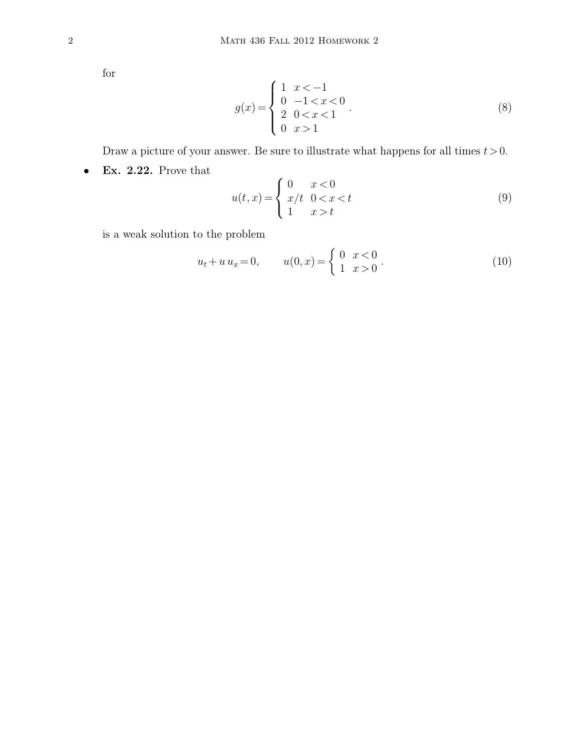for

$$
g(x) = \begin{cases} 1 & x < -1 \\ 0 & -1 < x < 0 \\ 2 & 0 < x < 1 \\ 0 & x > 1 \end{cases}. \tag{8}
$$

Draw a picture of your answer. Be sure to illustrate what happens for all times $t > 0$.

- **Ex. 2.22.** Prove that

$$
u(t, x) = \begin{cases} 0 & x < 0 \\ x/t & 0 < x < t \\ 1 & x > t \end{cases} \tag{9}
$$

is a weak solution to the problem

$$
u_t + u\, u_x = 0, \qquad u(0, x) = \begin{cases} 0 & x < 0 \\ 1 & x > 0 \end{cases}. \tag{10}
$$